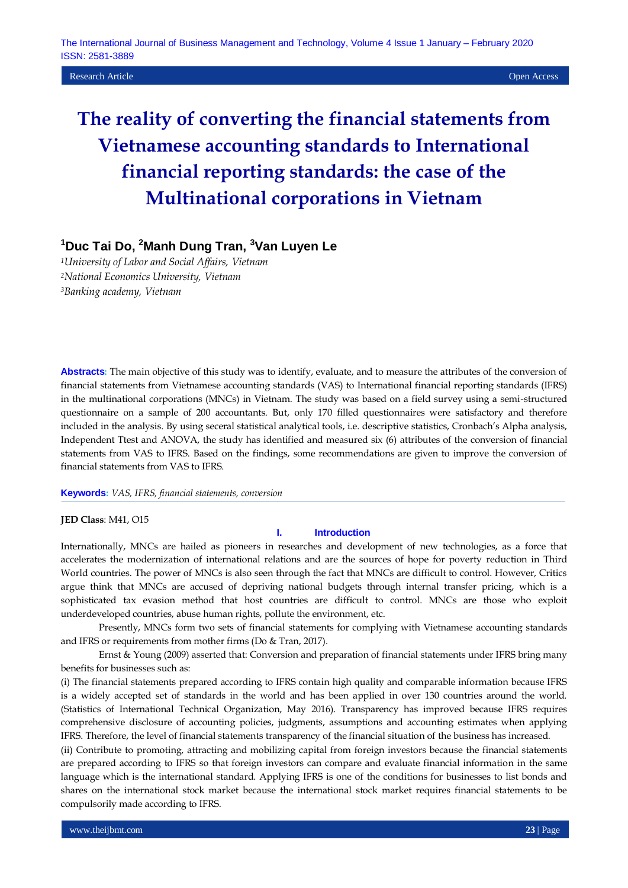Research Article | Open Access

# The reality of converting the financial statements from Vietnamese accounting standards to International financial reporting standards: the case of the Multinational corporations in Vietnam

**[1]Duc Tai Do, [2]Manh Dung Tran, [3]Van Luyen Le**

*[1]University of Labor and Social Affairs, Vietnam*
*[2]National Economics University, Vietnam*
*[3]Banking academy, Vietnam*

**Abstracts**: The main objective of this study was to identify, evaluate, and to measure the attributes of the conversion of financial statements from Vietnamese accounting standards (VAS) to International financial reporting standards (IFRS) in the multinational corporations (MNCs) in Vietnam. The study was based on a field survey using a semi-structured questionnaire on a sample of 200 accountants. But, only 170 filled questionnaires were satisfactory and therefore included in the analysis. By using seceral statistical analytical tools, i.e. descriptive statistics, Cronbach's Alpha analysis, Independent Ttest and ANOVA, the study has identified and measured six (6) attributes of the conversion of financial statements from VAS to IFRS. Based on the findings, some recommendations are given to improve the conversion of financial statements from VAS to IFRS.

**Keywords**: *VAS, IFRS, financial statements, conversion*

**JED Class**: M41, O15

## I. Introduction

Internationally, MNCs are hailed as pioneers in researches and development of new technologies, as a force that accelerates the modernization of international relations and are the sources of hope for poverty reduction in Third World countries. The power of MNCs is also seen through the fact that MNCs are difficult to control. However, Critics argue think that MNCs are accused of depriving national budgets through internal transfer pricing, which is a sophisticated tax evasion method that host countries are difficult to control. MNCs are those who exploit underdeveloped countries, abuse human rights, pollute the environment, etc.

Presently, MNCs form two sets of financial statements for complying with Vietnamese accounting standards and IFRS or requirements from mother firms (Do & Tran, 2017).

Ernst & Young (2009) asserted that: Conversion and preparation of financial statements under IFRS bring many benefits for businesses such as:

(i) The financial statements prepared according to IFRS contain high quality and comparable information because IFRS is a widely accepted set of standards in the world and has been applied in over 130 countries around the world. (Statistics of International Technical Organization, May 2016). Transparency has improved because IFRS requires comprehensive disclosure of accounting policies, judgments, assumptions and accounting estimates when applying IFRS. Therefore, the level of financial statements transparency of the financial situation of the business has increased.

(ii) Contribute to promoting, attracting and mobilizing capital from foreign investors because the financial statements are prepared according to IFRS so that foreign investors can compare and evaluate financial information in the same language which is the international standard. Applying IFRS is one of the conditions for businesses to list bonds and shares on the international stock market because the international stock market requires financial statements to be compulsorily made according to IFRS.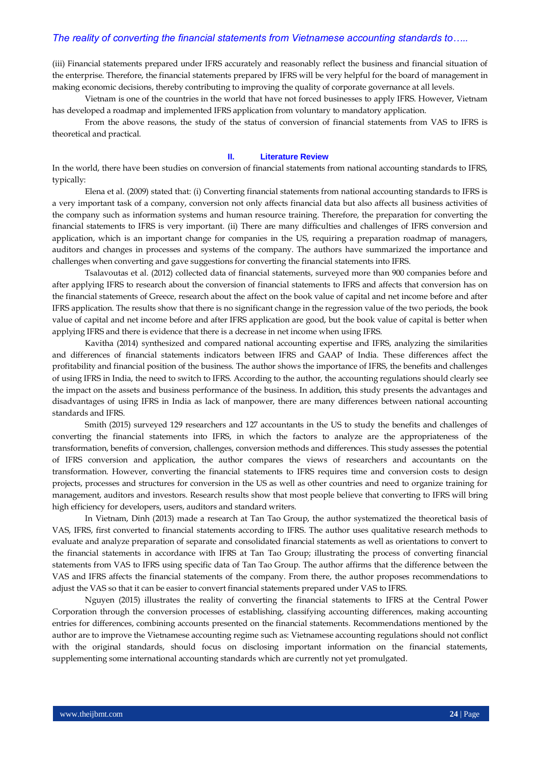(iii) Financial statements prepared under IFRS accurately and reasonably reflect the business and financial situation of the enterprise. Therefore, the financial statements prepared by IFRS will be very helpful for the board of management in making economic decisions, thereby contributing to improving the quality of corporate governance at all levels.

Vietnam is one of the countries in the world that have not forced businesses to apply IFRS. However, Vietnam has developed a roadmap and implemented IFRS application from voluntary to mandatory application.

From the above reasons, the study of the status of conversion of financial statements from VAS to IFRS is theoretical and practical.

## II. Literature Review

In the world, there have been studies on conversion of financial statements from national accounting standards to IFRS, typically:

Elena et al. (2009) stated that: (i) Converting financial statements from national accounting standards to IFRS is a very important task of a company, conversion not only affects financial data but also affects all business activities of the company such as information systems and human resource training. Therefore, the preparation for converting the financial statements to IFRS is very important. (ii) There are many difficulties and challenges of IFRS conversion and application, which is an important change for companies in the US, requiring a preparation roadmap of managers, auditors and changes in processes and systems of the company. The authors have summarized the importance and challenges when converting and gave suggestions for converting the financial statements into IFRS.

Tsalavoutas et al. (2012) collected data of financial statements, surveyed more than 900 companies before and after applying IFRS to research about the conversion of financial statements to IFRS and affects that conversion has on the financial statements of Greece, research about the affect on the book value of capital and net income before and after IFRS application. The results show that there is no significant change in the regression value of the two periods, the book value of capital and net income before and after IFRS application are good, but the book value of capital is better when applying IFRS and there is evidence that there is a decrease in net income when using IFRS.

Kavitha (2014) synthesized and compared national accounting expertise and IFRS, analyzing the similarities and differences of financial statements indicators between IFRS and GAAP of India. These differences affect the profitability and financial position of the business. The author shows the importance of IFRS, the benefits and challenges of using IFRS in India, the need to switch to IFRS. According to the author, the accounting regulations should clearly see the impact on the assets and business performance of the business. In addition, this study presents the advantages and disadvantages of using IFRS in India as lack of manpower, there are many differences between national accounting standards and IFRS.

Smith (2015) surveyed 129 researchers and 127 accountants in the US to study the benefits and challenges of converting the financial statements into IFRS, in which the factors to analyze are the appropriateness of the transformation, benefits of conversion, challenges, conversion methods and differences. This study assesses the potential of IFRS conversion and application, the author compares the views of researchers and accountants on the transformation. However, converting the financial statements to IFRS requires time and conversion costs to design projects, processes and structures for conversion in the US as well as other countries and need to organize training for management, auditors and investors. Research results show that most people believe that converting to IFRS will bring high efficiency for developers, users, auditors and standard writers.

In Vietnam, Dinh (2013) made a research at Tan Tao Group, the author systematized the theoretical basis of VAS, IFRS, first converted to financial statements according to IFRS. The author uses qualitative research methods to evaluate and analyze preparation of separate and consolidated financial statements as well as orientations to convert to the financial statements in accordance with IFRS at Tan Tao Group; illustrating the process of converting financial statements from VAS to IFRS using specific data of Tan Tao Group. The author affirms that the difference between the VAS and IFRS affects the financial statements of the company. From there, the author proposes recommendations to adjust the VAS so that it can be easier to convert financial statements prepared under VAS to IFRS.

Nguyen (2015) illustrates the reality of converting the financial statements to IFRS at the Central Power Corporation through the conversion processes of establishing, classifying accounting differences, making accounting entries for differences, combining accounts presented on the financial statements. Recommendations mentioned by the author are to improve the Vietnamese accounting regime such as: Vietnamese accounting regulations should not conflict with the original standards, should focus on disclosing important information on the financial statements, supplementing some international accounting standards which are currently not yet promulgated.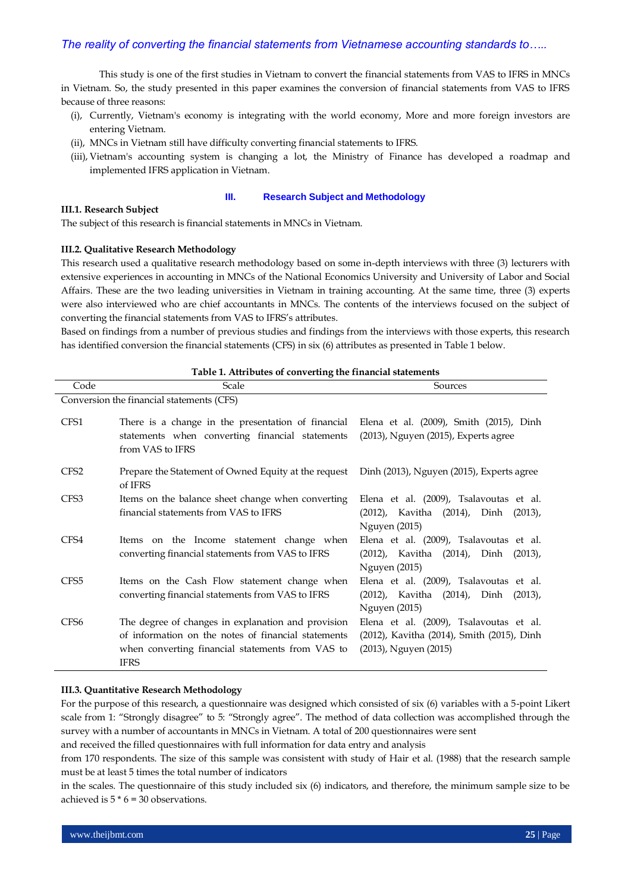This study is one of the first studies in Vietnam to convert the financial statements from VAS to IFRS in MNCs in Vietnam. So, the study presented in this paper examines the conversion of financial statements from VAS to IFRS because of three reasons:

(i), Currently, Vietnam's economy is integrating with the world economy, More and more foreign investors are entering Vietnam.
(ii), MNCs in Vietnam still have difficulty converting financial statements to IFRS.
(iii), Vietnam's accounting system is changing a lot, the Ministry of Finance has developed a roadmap and implemented IFRS application in Vietnam.

## III. Research Subject and Methodology

### III.1. Research Subject

The subject of this research is financial statements in MNCs in Vietnam.

### III.2. Qualitative Research Methodology

This research used a qualitative research methodology based on some in-depth interviews with three (3) lecturers with extensive experiences in accounting in MNCs of the National Economics University and University of Labor and Social Affairs. These are the two leading universities in Vietnam in training accounting. At the same time, three (3) experts were also interviewed who are chief accountants in MNCs. The contents of the interviews focused on the subject of converting the financial statements from VAS to IFRS's attributes.

Based on findings from a number of previous studies and findings from the interviews with those experts, this research has identified conversion the financial statements (CFS) in six (6) attributes as presented in Table 1 below.

**Table 1. Attributes of converting the financial statements**

| Code | Scale | Sources |
|---|---|---|
| Conversion the financial statements (CFS) | | |
| CFS1 | There is a change in the presentation of financial statements when converting financial statements from VAS to IFRS | Elena et al. (2009), Smith (2015), Dinh (2013), Nguyen (2015), Experts agree |
| CFS2 | Prepare the Statement of Owned Equity at the request of IFRS | Dinh (2013), Nguyen (2015), Experts agree |
| CFS3 | Items on the balance sheet change when converting financial statements from VAS to IFRS | Elena et al. (2009), Tsalavoutas et al. (2012), Kavitha (2014), Dinh (2013), Nguyen (2015) |
| CFS4 | Items on the Income statement change when converting financial statements from VAS to IFRS | Elena et al. (2009), Tsalavoutas et al. (2012), Kavitha (2014), Dinh (2013), Nguyen (2015) |
| CFS5 | Items on the Cash Flow statement change when converting financial statements from VAS to IFRS | Elena et al. (2009), Tsalavoutas et al. (2012), Kavitha (2014), Dinh (2013), Nguyen (2015) |
| CFS6 | The degree of changes in explanation and provision of information on the notes of financial statements when converting financial statements from VAS to IFRS | Elena et al. (2009), Tsalavoutas et al. (2012), Kavitha (2014), Smith (2015), Dinh (2013), Nguyen (2015) |

### III.3. Quantitative Research Methodology

For the purpose of this research, a questionnaire was designed which consisted of six (6) variables with a 5-point Likert scale from 1: "Strongly disagree" to 5: "Strongly agree". The method of data collection was accomplished through the survey with a number of accountants in MNCs in Vietnam. A total of 200 questionnaires were sent and received the filled questionnaires with full information for data entry and analysis from 170 respondents. The size of this sample was consistent with study of Hair et al. (1988) that the research sample must be at least 5 times the total number of indicators in the scales. The questionnaire of this study included six (6) indicators, and therefore, the minimum sample size to be achieved is $5 * 6 = 30$ observations.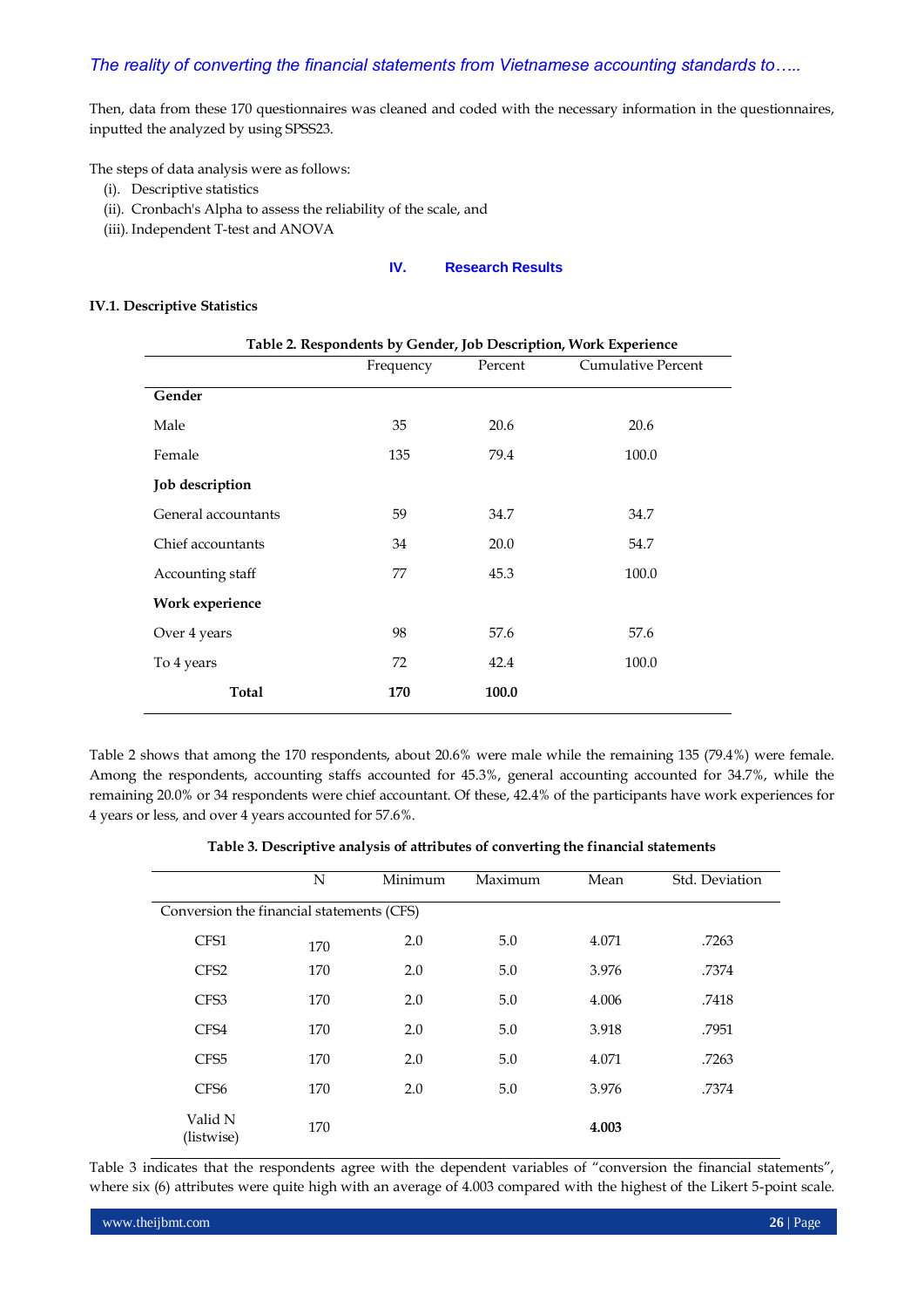Then, data from these 170 questionnaires was cleaned and coded with the necessary information in the questionnaires, inputted the analyzed by using SPSS23.

The steps of data analysis were as follows:

(i). Descriptive statistics
(ii). Cronbach's Alpha to assess the reliability of the scale, and
(iii). Independent T-test and ANOVA

## IV. Research Results

### IV.1. Descriptive Statistics

**Table 2. Respondents by Gender, Job Description, Work Experience**

| | Frequency | Percent | Cumulative Percent |
|---|---|---|---|
| **Gender** | | | |
| Male | 35 | 20.6 | 20.6 |
| Female | 135 | 79.4 | 100.0 |
| **Job description** | | | |
| General accountants | 59 | 34.7 | 34.7 |
| Chief accountants | 34 | 20.0 | 54.7 |
| Accounting staff | 77 | 45.3 | 100.0 |
| **Work experience** | | | |
| Over 4 years | 98 | 57.6 | 57.6 |
| To 4 years | 72 | 42.4 | 100.0 |
| **Total** | **170** | **100.0** | |

Table 2 shows that among the 170 respondents, about 20.6% were male while the remaining 135 (79.4%) were female. Among the respondents, accounting staffs accounted for 45.3%, general accounting accounted for 34.7%, while the remaining 20.0% or 34 respondents were chief accountant. Of these, 42.4% of the participants have work experiences for 4 years or less, and over 4 years accounted for 57.6%.

**Table 3. Descriptive analysis of attributes of converting the financial statements**

| | N | Minimum | Maximum | Mean | Std. Deviation |
|---|---|---|---|---|---|
| Conversion the financial statements (CFS) | | | | | |
| CFS1 | 170 | 2.0 | 5.0 | 4.071 | .7263 |
| CFS2 | 170 | 2.0 | 5.0 | 3.976 | .7374 |
| CFS3 | 170 | 2.0 | 5.0 | 4.006 | .7418 |
| CFS4 | 170 | 2.0 | 5.0 | 3.918 | .7951 |
| CFS5 | 170 | 2.0 | 5.0 | 4.071 | .7263 |
| CFS6 | 170 | 2.0 | 5.0 | 3.976 | .7374 |
| Valid N (listwise) | 170 | | | **4.003** | |

Table 3 indicates that the respondents agree with the dependent variables of "conversion the financial statements", where six (6) attributes were quite high with an average of 4.003 compared with the highest of the Likert 5-point scale.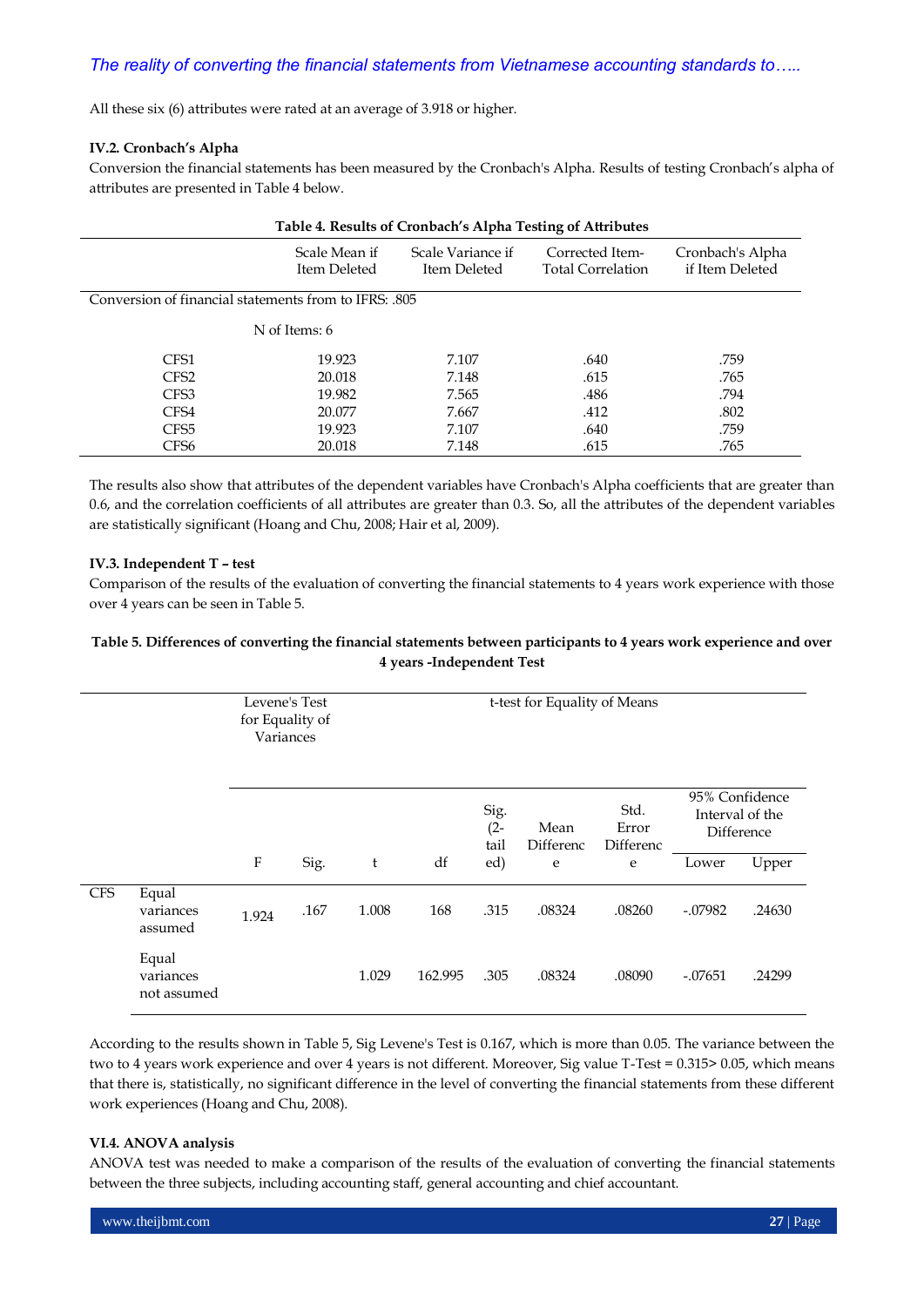All these six (6) attributes were rated at an average of 3.918 or higher.

### IV.2. Cronbach's Alpha

Conversion the financial statements has been measured by the Cronbach's Alpha. Results of testing Cronbach's alpha of attributes are presented in Table 4 below.

**Table 4. Results of Cronbach's Alpha Testing of Attributes**

| | Scale Mean if Item Deleted | Scale Variance if Item Deleted | Corrected Item-Total Correlation | Cronbach's Alpha if Item Deleted |
|---|---|---|---|---|
| Conversion of financial statements from to IFRS: .805 | | | | |
| | N of Items: 6 | | | |
| CFS1 | 19.923 | 7.107 | .640 | .759 |
| CFS2 | 20.018 | 7.148 | .615 | .765 |
| CFS3 | 19.982 | 7.565 | .486 | .794 |
| CFS4 | 20.077 | 7.667 | .412 | .802 |
| CFS5 | 19.923 | 7.107 | .640 | .759 |
| CFS6 | 20.018 | 7.148 | .615 | .765 |

The results also show that attributes of the dependent variables have Cronbach's Alpha coefficients that are greater than 0.6, and the correlation coefficients of all attributes are greater than 0.3. So, all the attributes of the dependent variables are statistically significant (Hoang and Chu, 2008; Hair et al, 2009).

### IV.3. Independent T – test

Comparison of the results of the evaluation of converting the financial statements to 4 years work experience with those over 4 years can be seen in Table 5.

**Table 5. Differences of converting the financial statements between participants to 4 years work experience and over 4 years -Independent Test**

| | | Levene's Test for Equality of Variances | | t-test for Equality of Means | | | | | | |
|---|---|---|---|---|---|---|---|---|---|---|
| | | | | | | | | | 95% Confidence Interval of the Difference | |
| | | F | Sig. | t | df | Sig. (2-tailed) | Mean Difference | Std. Error Difference | Lower | Upper |
| CFS | Equal variances assumed | 1.924 | .167 | 1.008 | 168 | .315 | .08324 | .08260 | -.07982 | .24630 |
| | Equal variances not assumed | | | 1.029 | 162.995 | .305 | .08324 | .08090 | -.07651 | .24299 |

According to the results shown in Table 5, Sig Levene's Test is 0.167, which is more than 0.05. The variance between the two to 4 years work experience and over 4 years is not different. Moreover, Sig value T-Test = 0.315> 0.05, which means that there is, statistically, no significant difference in the level of converting the financial statements from these different work experiences (Hoang and Chu, 2008).

### VI.4. ANOVA analysis

ANOVA test was needed to make a comparison of the results of the evaluation of converting the financial statements between the three subjects, including accounting staff, general accounting and chief accountant.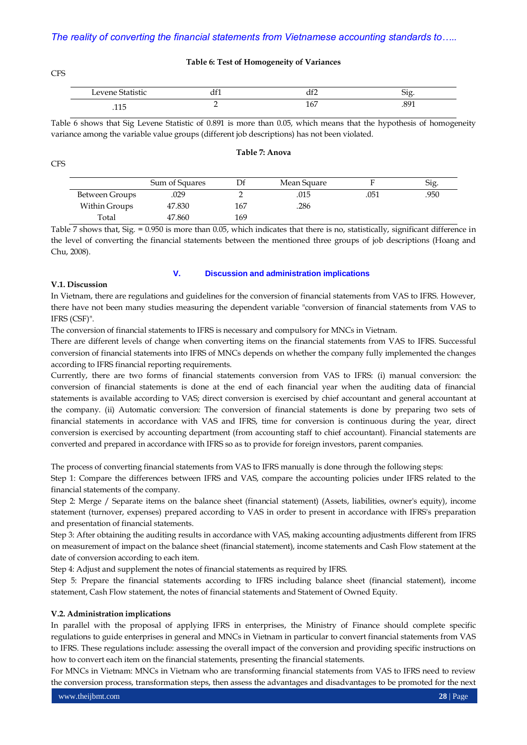**Table 6: Test of Homogeneity of Variances**

CFS

| Levene Statistic | df1 | df2 | Sig. |
|---|---|---|---|
| .115 | 2 | 167 | .891 |

Table 6 shows that Sig Levene Statistic of 0.891 is more than 0.05, which means that the hypothesis of homogeneity variance among the variable value groups (different job descriptions) has not been violated.

**Table 7: Anova**

CFS

| | Sum of Squares | Df | Mean Square | F | Sig. |
|---|---|---|---|---|---|
| Between Groups | .029 | 2 | .015 | .051 | .950 |
| Within Groups | 47.830 | 167 | .286 | | |
| Total | 47.860 | 169 | | | |

Table 7 shows that, Sig. = 0.950 is more than 0.05, which indicates that there is no, statistically, significant difference in the level of converting the financial statements between the mentioned three groups of job descriptions (Hoang and Chu, 2008).

## V. Discussion and administration implications

### V.1. Discussion

In Vietnam, there are regulations and guidelines for the conversion of financial statements from VAS to IFRS. However, there have not been many studies measuring the dependent variable "conversion of financial statements from VAS to IFRS (CSF)".

The conversion of financial statements to IFRS is necessary and compulsory for MNCs in Vietnam.

There are different levels of change when converting items on the financial statements from VAS to IFRS. Successful conversion of financial statements into IFRS of MNCs depends on whether the company fully implemented the changes according to IFRS financial reporting requirements.

Currently, there are two forms of financial statements conversion from VAS to IFRS: (i) manual conversion: the conversion of financial statements is done at the end of each financial year when the auditing data of financial statements is available according to VAS; direct conversion is exercised by chief accountant and general accountant at the company. (ii) Automatic conversion: The conversion of financial statements is done by preparing two sets of financial statements in accordance with VAS and IFRS, time for conversion is continuous during the year, direct conversion is exercised by accounting department (from accounting staff to chief accountant). Financial statements are converted and prepared in accordance with IFRS so as to provide for foreign investors, parent companies.

The process of converting financial statements from VAS to IFRS manually is done through the following steps:

Step 1: Compare the differences between IFRS and VAS, compare the accounting policies under IFRS related to the financial statements of the company.

Step 2: Merge / Separate items on the balance sheet (financial statement) (Assets, liabilities, owner's equity), income statement (turnover, expenses) prepared according to VAS in order to present in accordance with IFRS's preparation and presentation of financial statements.

Step 3: After obtaining the auditing results in accordance with VAS, making accounting adjustments different from IFRS on measurement of impact on the balance sheet (financial statement), income statements and Cash Flow statement at the date of conversion according to each item.

Step 4: Adjust and supplement the notes of financial statements as required by IFRS.

Step 5: Prepare the financial statements according to IFRS including balance sheet (financial statement), income statement, Cash Flow statement, the notes of financial statements and Statement of Owned Equity.

### V.2. Administration implications

In parallel with the proposal of applying IFRS in enterprises, the Ministry of Finance should complete specific regulations to guide enterprises in general and MNCs in Vietnam in particular to convert financial statements from VAS to IFRS. These regulations include: assessing the overall impact of the conversion and providing specific instructions on how to convert each item on the financial statements, presenting the financial statements.

For MNCs in Vietnam: MNCs in Vietnam who are transforming financial statements from VAS to IFRS need to review the conversion process, transformation steps, then assess the advantages and disadvantages to be promoted for the next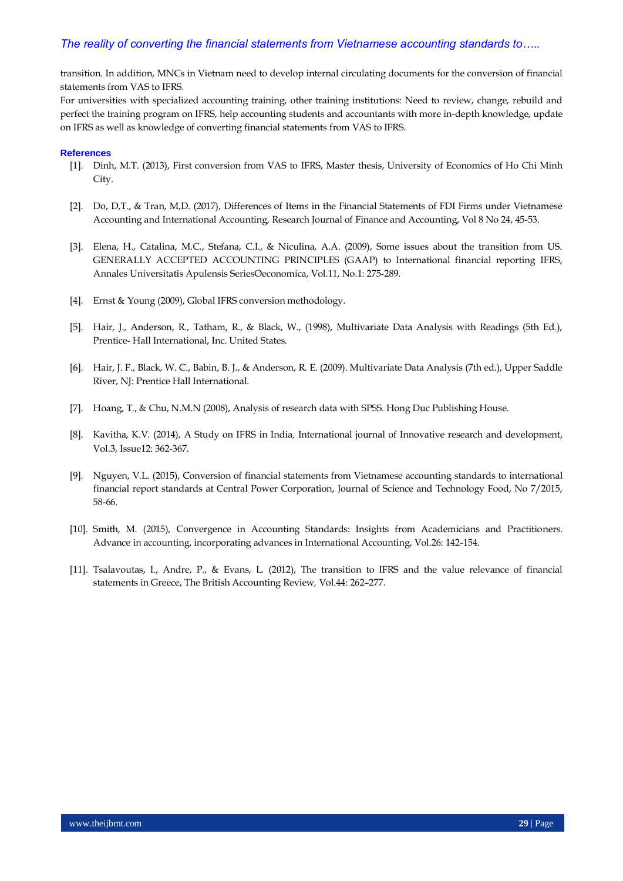transition. In addition, MNCs in Vietnam need to develop internal circulating documents for the conversion of financial statements from VAS to IFRS.

For universities with specialized accounting training, other training institutions: Need to review, change, rebuild and perfect the training program on IFRS, help accounting students and accountants with more in-depth knowledge, update on IFRS as well as knowledge of converting financial statements from VAS to IFRS.

### References

[1]. Dinh, M.T. (2013), First conversion from VAS to IFRS, Master thesis, University of Economics of Ho Chi Minh City.

[2]. Do, D,T., & Tran, M,D. (2017), Differences of Items in the Financial Statements of FDI Firms under Vietnamese Accounting and International Accounting, Research Journal of Finance and Accounting, Vol 8 No 24, 45-53.

[3]. Elena, H., Catalina, M.C., Stefana, C.I., & Niculina, A.A. (2009), Some issues about the transition from US. GENERALLY ACCEPTED ACCOUNTING PRINCIPLES (GAAP) to International financial reporting IFRS, Annales Universitatis Apulensis SeriesOeconomica, Vol.11, No.1: 275-289.

[4]. Ernst & Young (2009), Global IFRS conversion methodology.

[5]. Hair, J., Anderson, R., Tatham, R., & Black, W., (1998), Multivariate Data Analysis with Readings (5th Ed.), Prentice- Hall International, Inc. United States.

[6]. Hair, J. F., Black, W. C., Babin, B. J., & Anderson, R. E. (2009). Multivariate Data Analysis (7th ed.), Upper Saddle River, NJ: Prentice Hall International.

[7]. Hoang, T., & Chu, N.M.N (2008), Analysis of research data with SPSS. Hong Duc Publishing House.

[8]. Kavitha, K.V. (2014), A Study on IFRS in India, International journal of Innovative research and development, Vol.3, Issue12: 362-367.

[9]. Nguyen, V.L. (2015), Conversion of financial statements from Vietnamese accounting standards to international financial report standards at Central Power Corporation, Journal of Science and Technology Food, No 7/2015, 58-66.

[10]. Smith, M. (2015), Convergence in Accounting Standards: Insights from Academicians and Practitioners. Advance in accounting, incorporating advances in International Accounting, Vol.26: 142-154.

[11]. Tsalavoutas, I., Andre, P., & Evans, L. (2012), The transition to IFRS and the value relevance of financial statements in Greece, The British Accounting Review, Vol.44: 262–277.